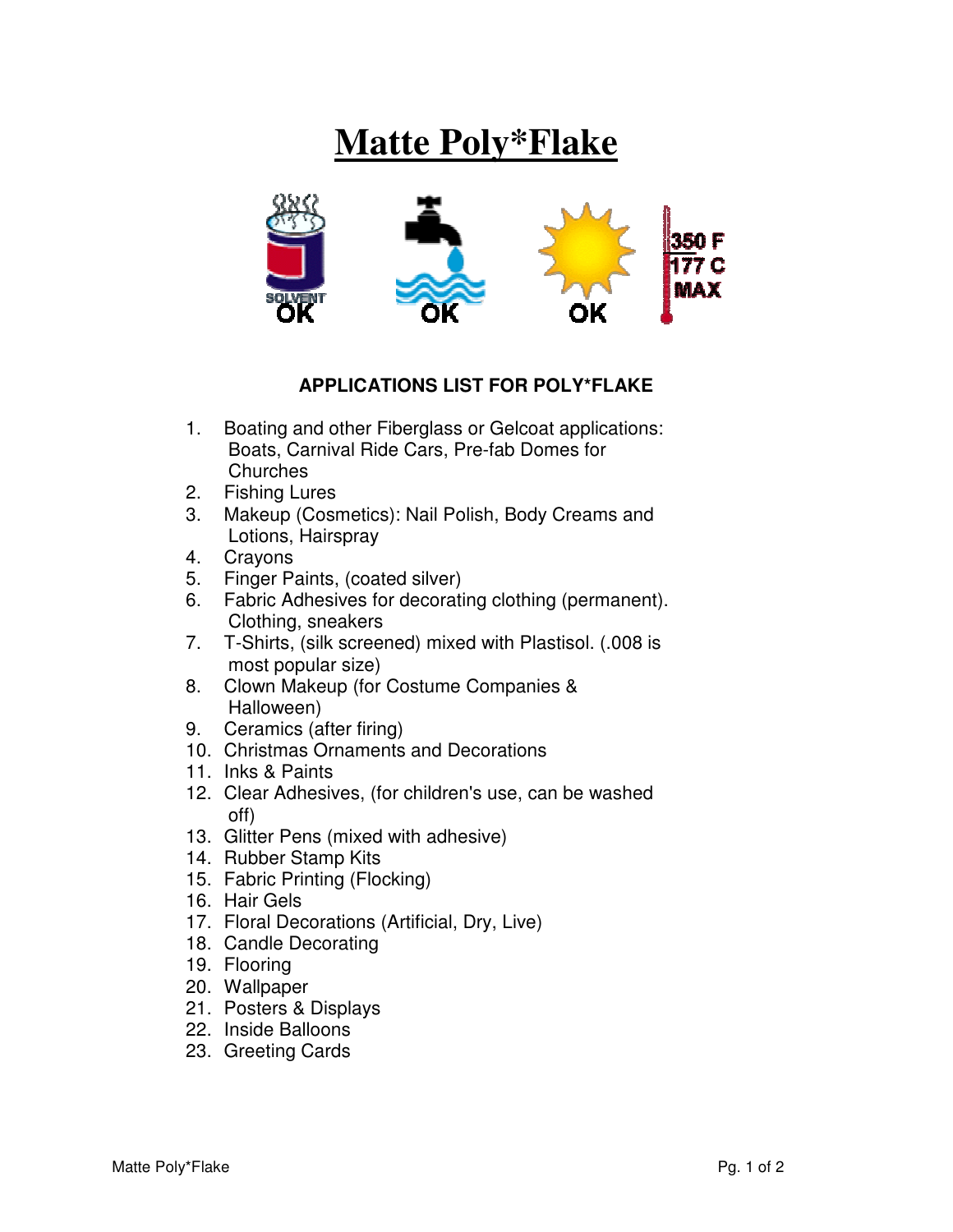# Matte Poly*Flake

SOLVENT OK | OK | OK | 350 F 177 C MAX

**APPLICATIONS LIST FOR POLY*FLAKE**

1. Boating and other Fiberglass or Gelcoat applications: Boats, Carnival Ride Cars, Pre-fab Domes for Churches
2. Fishing Lures
3. Makeup (Cosmetics): Nail Polish, Body Creams and Lotions, Hairspray
4. Crayons
5. Finger Paints, (coated silver)
6. Fabric Adhesives for decorating clothing (permanent). Clothing, sneakers
7. T-Shirts, (silk screened) mixed with Plastisol. (.008 is most popular size)
8. Clown Makeup (for Costume Companies & Halloween)
9. Ceramics (after firing)
10. Christmas Ornaments and Decorations
11. Inks & Paints
12. Clear Adhesives, (for children's use, can be washed off)
13. Glitter Pens (mixed with adhesive)
14. Rubber Stamp Kits
15. Fabric Printing (Flocking)
16. Hair Gels
17. Floral Decorations (Artificial, Dry, Live)
18. Candle Decorating
19. Flooring
20. Wallpaper
21. Posters & Displays
22. Inside Balloons
23. Greeting Cards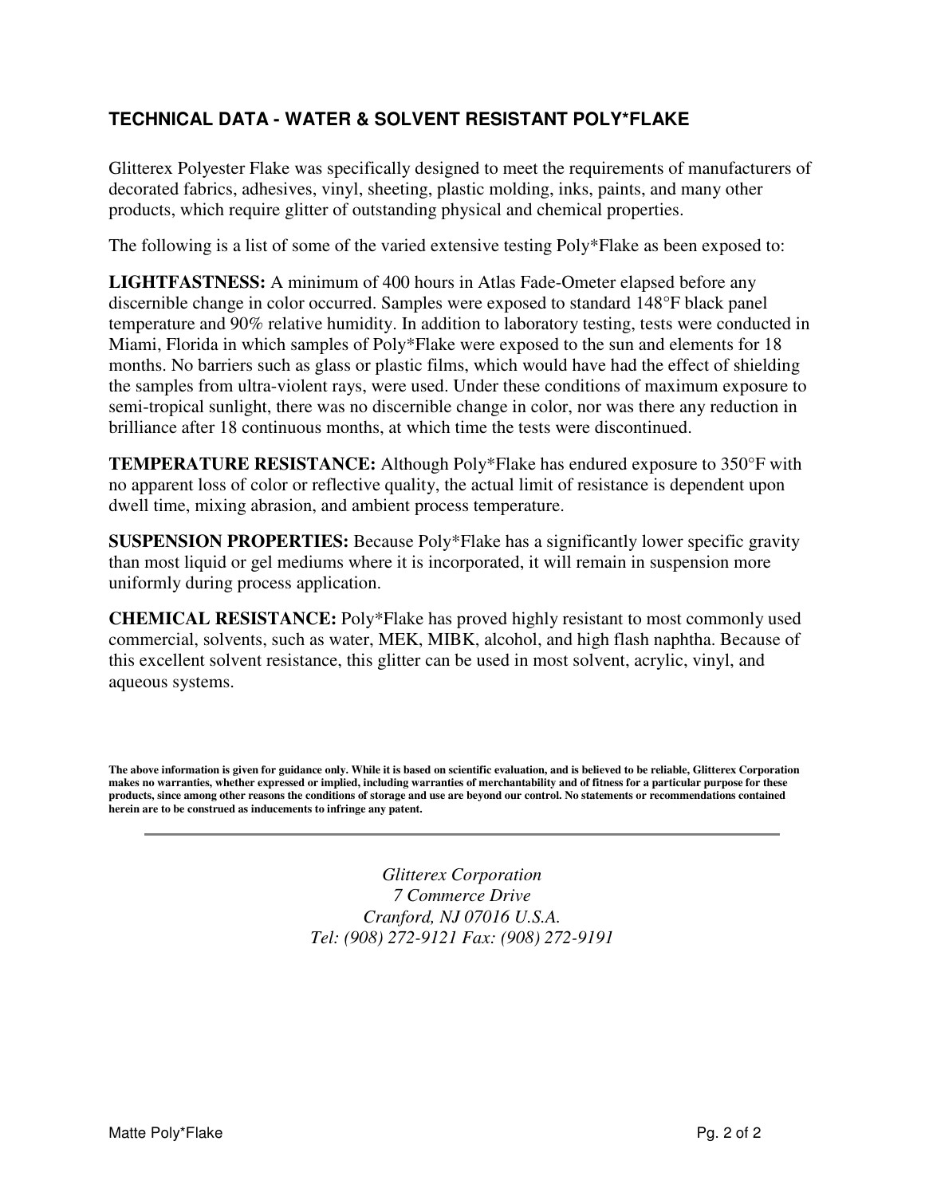## TECHNICAL DATA - WATER & SOLVENT RESISTANT POLY*FLAKE

Glitterex Polyester Flake was specifically designed to meet the requirements of manufacturers of decorated fabrics, adhesives, vinyl, sheeting, plastic molding, inks, paints, and many other products, which require glitter of outstanding physical and chemical properties.

The following is a list of some of the varied extensive testing Poly*Flake as been exposed to:

**LIGHTFASTNESS:** A minimum of 400 hours in Atlas Fade-Ometer elapsed before any discernible change in color occurred. Samples were exposed to standard 148°F black panel temperature and 90% relative humidity. In addition to laboratory testing, tests were conducted in Miami, Florida in which samples of Poly*Flake were exposed to the sun and elements for 18 months. No barriers such as glass or plastic films, which would have had the effect of shielding the samples from ultra-violent rays, were used. Under these conditions of maximum exposure to semi-tropical sunlight, there was no discernible change in color, nor was there any reduction in brilliance after 18 continuous months, at which time the tests were discontinued.

**TEMPERATURE RESISTANCE:** Although Poly*Flake has endured exposure to 350°F with no apparent loss of color or reflective quality, the actual limit of resistance is dependent upon dwell time, mixing abrasion, and ambient process temperature.

**SUSPENSION PROPERTIES:** Because Poly*Flake has a significantly lower specific gravity than most liquid or gel mediums where it is incorporated, it will remain in suspension more uniformly during process application.

**CHEMICAL RESISTANCE:** Poly*Flake has proved highly resistant to most commonly used commercial, solvents, such as water, MEK, MIBK, alcohol, and high flash naphtha. Because of this excellent solvent resistance, this glitter can be used in most solvent, acrylic, vinyl, and aqueous systems.

**The above information is given for guidance only. While it is based on scientific evaluation, and is believed to be reliable, Glitterex Corporation makes no warranties, whether expressed or implied, including warranties of merchantability and of fitness for a particular purpose for these products, since among other reasons the conditions of storage and use are beyond our control. No statements or recommendations contained herein are to be construed as inducements to infringe any patent.**

---

*Glitterex Corporation*
*7 Commerce Drive*
*Cranford, NJ 07016 U.S.A.*
*Tel: (908) 272-9121 Fax: (908) 272-9191*